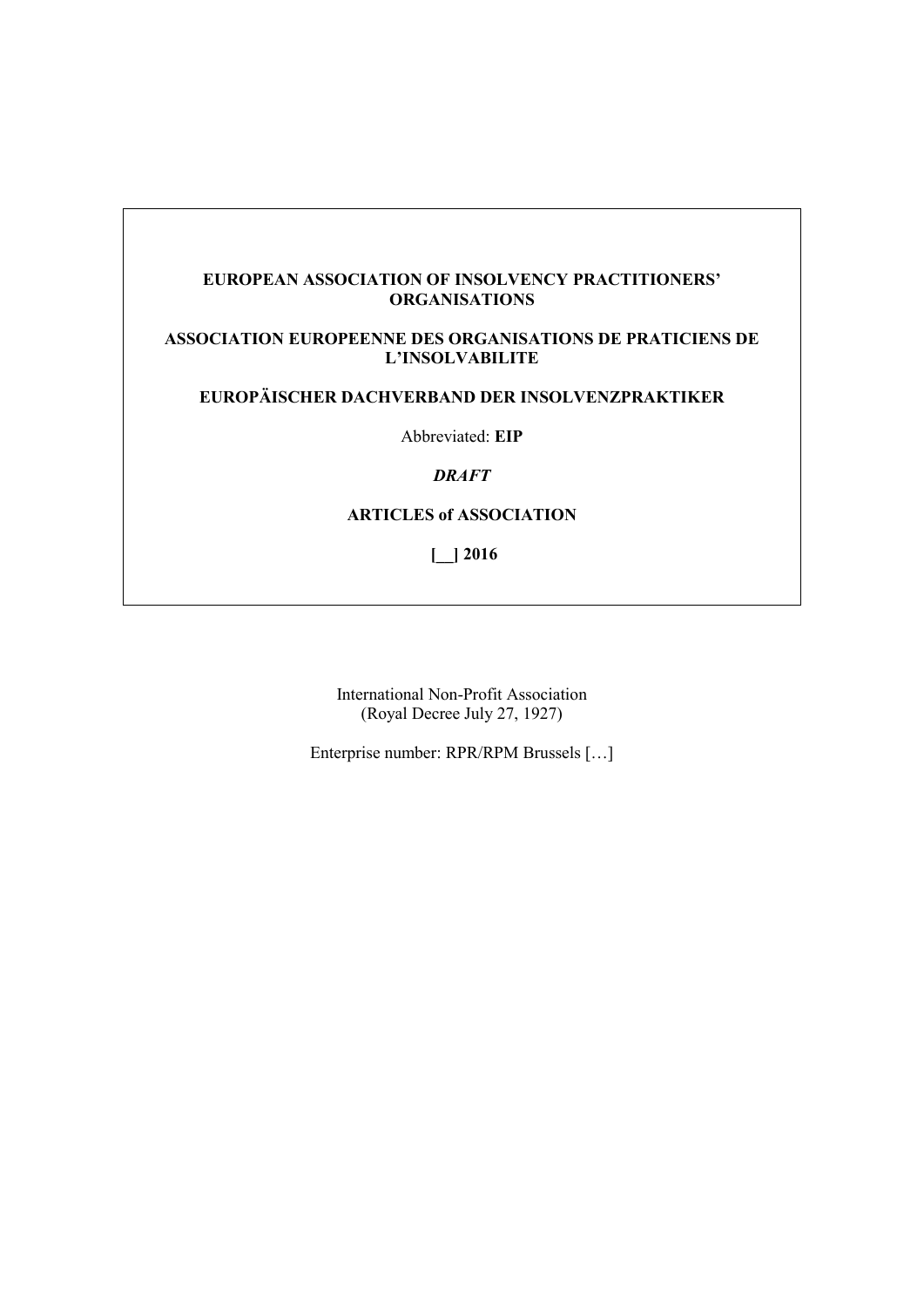**EUROPEAN ASSOCIATION OF INSOLVENCY PRACTITIONERS' ORGANISATIONS**

**ASSOCIATION EUROPEENNE DES ORGANISATIONS DE PRATICIENS DE L'INSOLVABILITE**

**EUROPÄISCHER DACHVERBAND DER INSOLVENZPRAKTIKER**

Abbreviated: **EIP**

***DRAFT***

**ARTICLES of ASSOCIATION**

**[__] 2016**

International Non-Profit Association
(Royal Decree July 27, 1927)

Enterprise number: RPR/RPM Brussels […]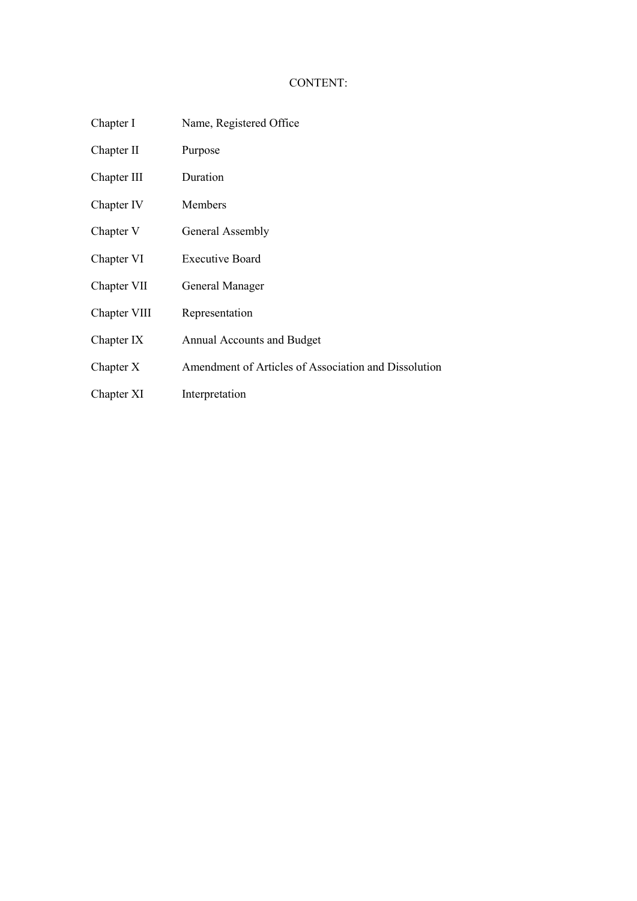# CONTENT:

| | |
|---|---|
| Chapter I | Name, Registered Office |
| Chapter II | Purpose |
| Chapter III | Duration |
| Chapter IV | Members |
| Chapter V | General Assembly |
| Chapter VI | Executive Board |
| Chapter VII | General Manager |
| Chapter VIII | Representation |
| Chapter IX | Annual Accounts and Budget |
| Chapter X | Amendment of Articles of Association and Dissolution |
| Chapter XI | Interpretation |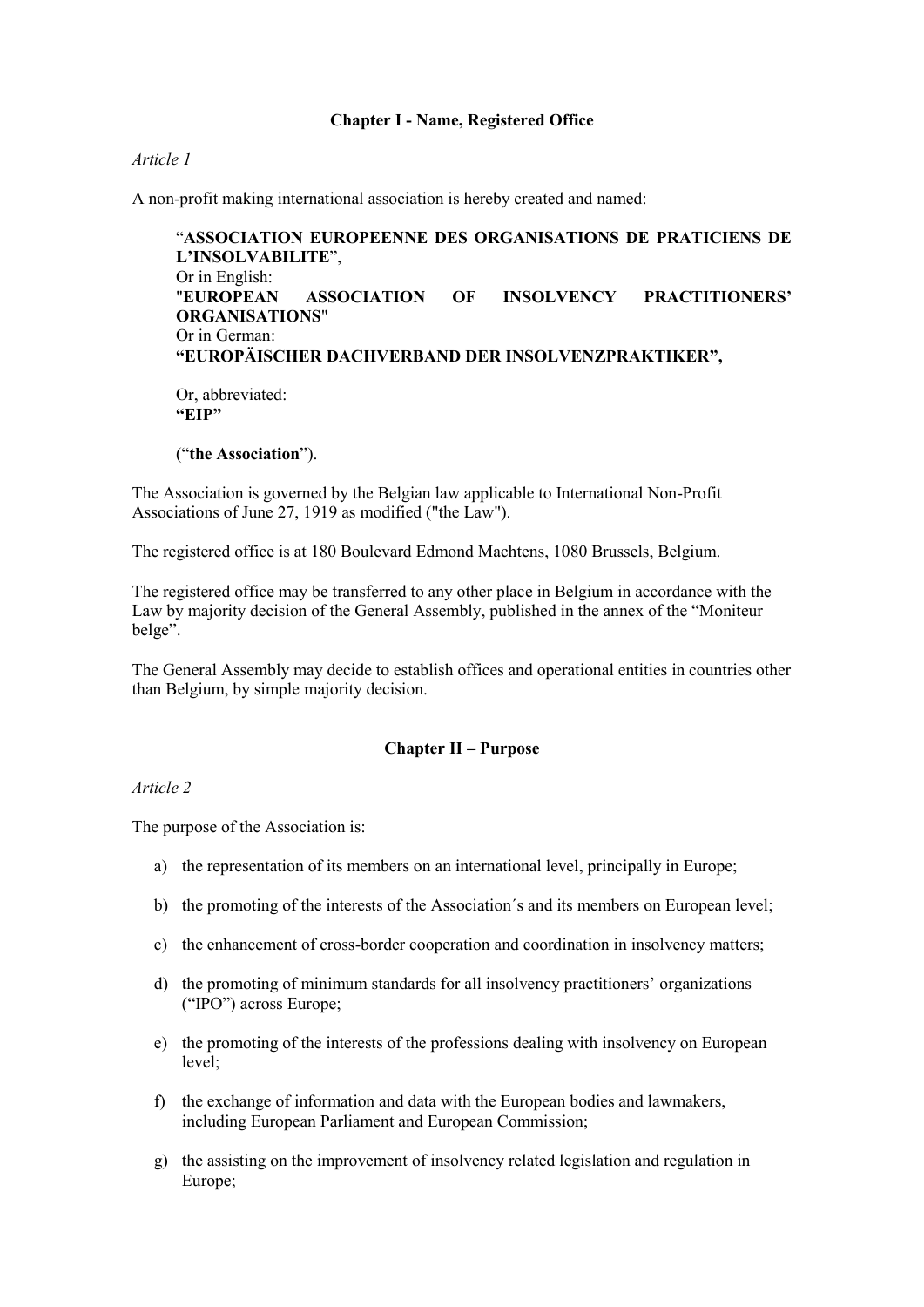## Chapter I - Name, Registered Office

*Article 1*

A non-profit making international association is hereby created and named:

> "**ASSOCIATION EUROPEENNE DES ORGANISATIONS DE PRATICIENS DE L'INSOLVABILITE**",
> Or in English:
> "**EUROPEAN ASSOCIATION OF INSOLVENCY PRACTITIONERS' ORGANISATIONS**"
> Or in German:
> **"EUROPÄISCHER DACHVERBAND DER INSOLVENZPRAKTIKER",**
>
> Or, abbreviated:
> **"EIP"**
>
> ("**the Association**").

The Association is governed by the Belgian law applicable to International Non-Profit Associations of June 27, 1919 as modified ("the Law").

The registered office is at 180 Boulevard Edmond Machtens, 1080 Brussels, Belgium.

The registered office may be transferred to any other place in Belgium in accordance with the Law by majority decision of the General Assembly, published in the annex of the "Moniteur belge".

The General Assembly may decide to establish offices and operational entities in countries other than Belgium, by simple majority decision.

## Chapter II – Purpose

*Article 2*

The purpose of the Association is:

a) the representation of its members on an international level, principally in Europe;

b) the promoting of the interests of the Association´s and its members on European level;

c) the enhancement of cross-border cooperation and coordination in insolvency matters;

d) the promoting of minimum standards for all insolvency practitioners' organizations ("IPO") across Europe;

e) the promoting of the interests of the professions dealing with insolvency on European level;

f) the exchange of information and data with the European bodies and lawmakers, including European Parliament and European Commission;

g) the assisting on the improvement of insolvency related legislation and regulation in Europe;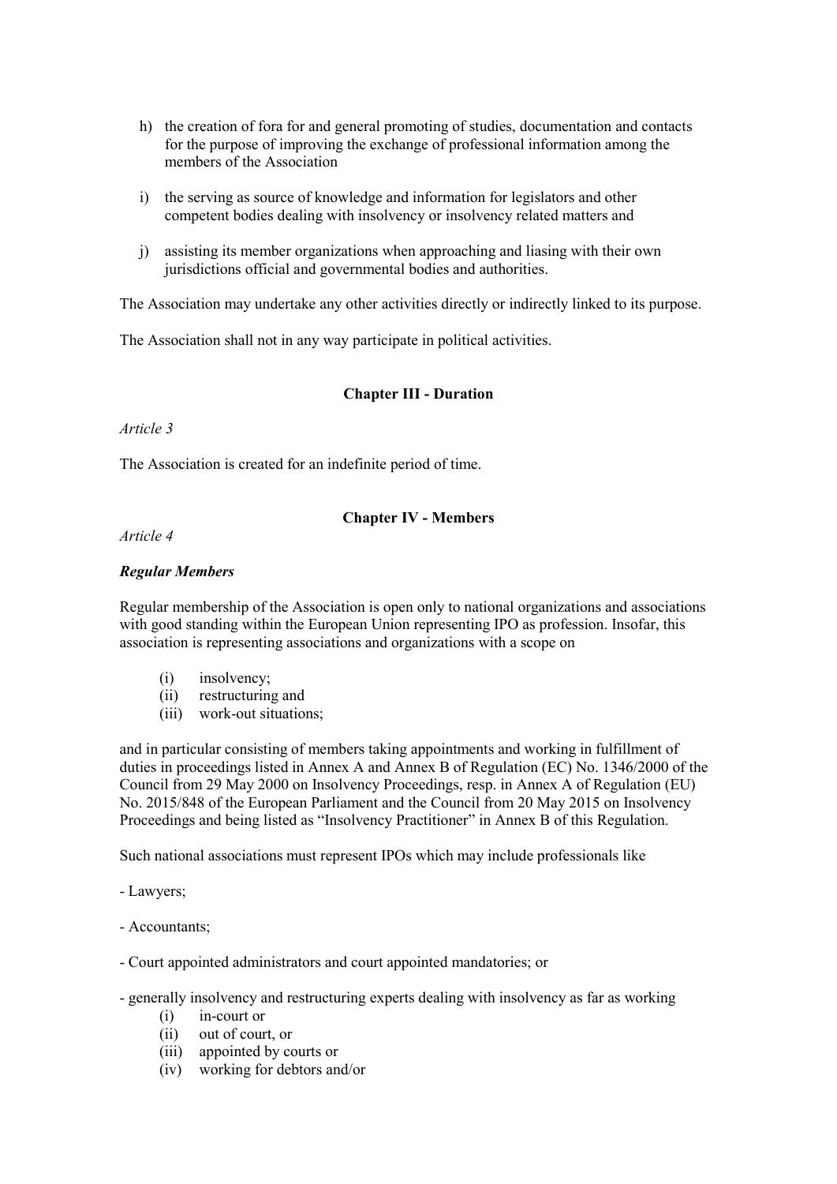h) the creation of fora for and general promoting of studies, documentation and contacts for the purpose of improving the exchange of professional information among the members of the Association

i) the serving as source of knowledge and information for legislators and other competent bodies dealing with insolvency or insolvency related matters and

j) assisting its member organizations when approaching and liasing with their own jurisdictions official and governmental bodies and authorities.

The Association may undertake any other activities directly or indirectly linked to its purpose.

The Association shall not in any way participate in political activities.

**Chapter III - Duration**

*Article 3*

The Association is created for an indefinite period of time.

**Chapter IV - Members**

*Article 4*

***Regular Members***

Regular membership of the Association is open only to national organizations and associations with good standing within the European Union representing IPO as profession. Insofar, this association is representing associations and organizations with a scope on

(i) insolvency;
(ii) restructuring and
(iii) work-out situations;

and in particular consisting of members taking appointments and working in fulfillment of duties in proceedings listed in Annex A and Annex B of Regulation (EC) No. 1346/2000 of the Council from 29 May 2000 on Insolvency Proceedings, resp. in Annex A of Regulation (EU) No. 2015/848 of the European Parliament and the Council from 20 May 2015 on Insolvency Proceedings and being listed as "Insolvency Practitioner" in Annex B of this Regulation.

Such national associations must represent IPOs which may include professionals like

- Lawyers;

- Accountants;

- Court appointed administrators and court appointed mandatories; or

- generally insolvency and restructuring experts dealing with insolvency as far as working
  (i) in-court or
  (ii) out of court, or
  (iii) appointed by courts or
  (iv) working for debtors and/or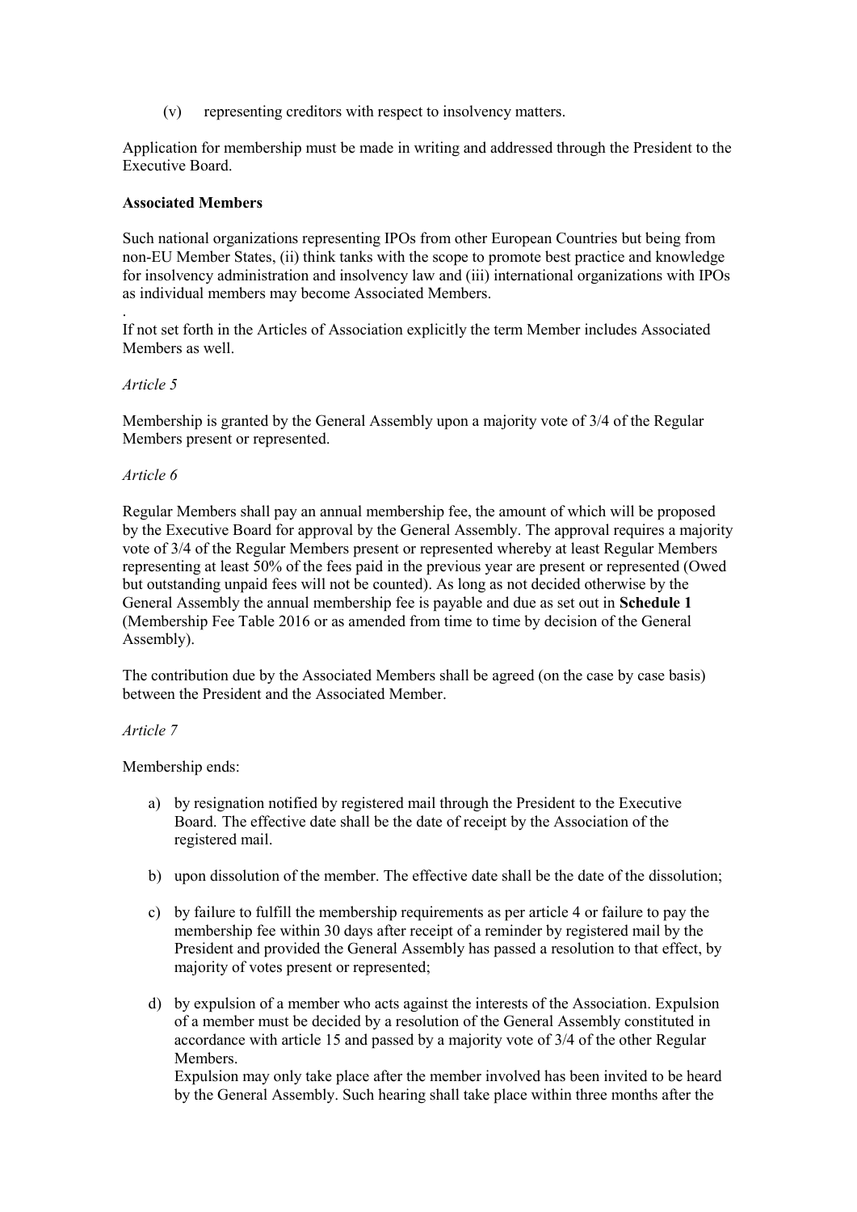(v) representing creditors with respect to insolvency matters.

Application for membership must be made in writing and addressed through the President to the Executive Board.

**Associated Members**

Such national organizations representing IPOs from other European Countries but being from non-EU Member States, (ii) think tanks with the scope to promote best practice and knowledge for insolvency administration and insolvency law and (iii) international organizations with IPOs as individual members may become Associated Members.

.

If not set forth in the Articles of Association explicitly the term Member includes Associated Members as well.

*Article 5*

Membership is granted by the General Assembly upon a majority vote of 3/4 of the Regular Members present or represented.

*Article 6*

Regular Members shall pay an annual membership fee, the amount of which will be proposed by the Executive Board for approval by the General Assembly. The approval requires a majority vote of 3/4 of the Regular Members present or represented whereby at least Regular Members representing at least 50% of the fees paid in the previous year are present or represented (Owed but outstanding unpaid fees will not be counted). As long as not decided otherwise by the General Assembly the annual membership fee is payable and due as set out in **Schedule 1** (Membership Fee Table 2016 or as amended from time to time by decision of the General Assembly).

The contribution due by the Associated Members shall be agreed (on the case by case basis) between the President and the Associated Member.

*Article 7*

Membership ends:

a) by resignation notified by registered mail through the President to the Executive Board. The effective date shall be the date of receipt by the Association of the registered mail.

b) upon dissolution of the member. The effective date shall be the date of the dissolution;

c) by failure to fulfill the membership requirements as per article 4 or failure to pay the membership fee within 30 days after receipt of a reminder by registered mail by the President and provided the General Assembly has passed a resolution to that effect, by majority of votes present or represented;

d) by expulsion of a member who acts against the interests of the Association. Expulsion of a member must be decided by a resolution of the General Assembly constituted in accordance with article 15 and passed by a majority vote of 3/4 of the other Regular Members.
Expulsion may only take place after the member involved has been invited to be heard by the General Assembly. Such hearing shall take place within three months after the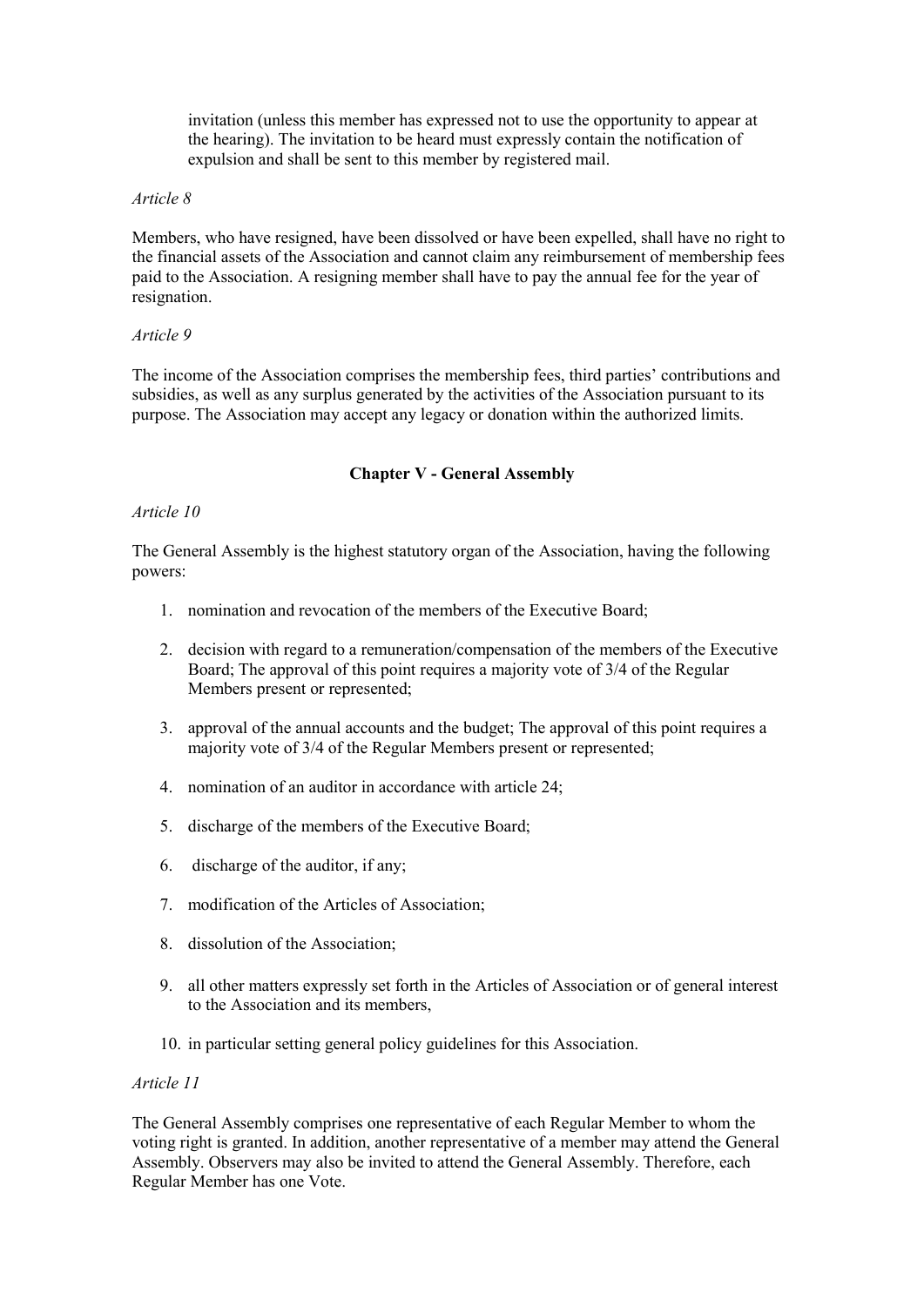invitation (unless this member has expressed not to use the opportunity to appear at the hearing). The invitation to be heard must expressly contain the notification of expulsion and shall be sent to this member by registered mail.

*Article 8*

Members, who have resigned, have been dissolved or have been expelled, shall have no right to the financial assets of the Association and cannot claim any reimbursement of membership fees paid to the Association. A resigning member shall have to pay the annual fee for the year of resignation.

*Article 9*

The income of the Association comprises the membership fees, third parties' contributions and subsidies, as well as any surplus generated by the activities of the Association pursuant to its purpose. The Association may accept any legacy or donation within the authorized limits.

## Chapter V - General Assembly

*Article 10*

The General Assembly is the highest statutory organ of the Association, having the following powers:

1. nomination and revocation of the members of the Executive Board;
2. decision with regard to a remuneration/compensation of the members of the Executive Board; The approval of this point requires a majority vote of 3/4 of the Regular Members present or represented;
3. approval of the annual accounts and the budget; The approval of this point requires a majority vote of 3/4 of the Regular Members present or represented;
4. nomination of an auditor in accordance with article 24;
5. discharge of the members of the Executive Board;
6. discharge of the auditor, if any;
7. modification of the Articles of Association;
8. dissolution of the Association;
9. all other matters expressly set forth in the Articles of Association or of general interest to the Association and its members,
10. in particular setting general policy guidelines for this Association.

*Article 11*

The General Assembly comprises one representative of each Regular Member to whom the voting right is granted. In addition, another representative of a member may attend the General Assembly. Observers may also be invited to attend the General Assembly. Therefore, each Regular Member has one Vote.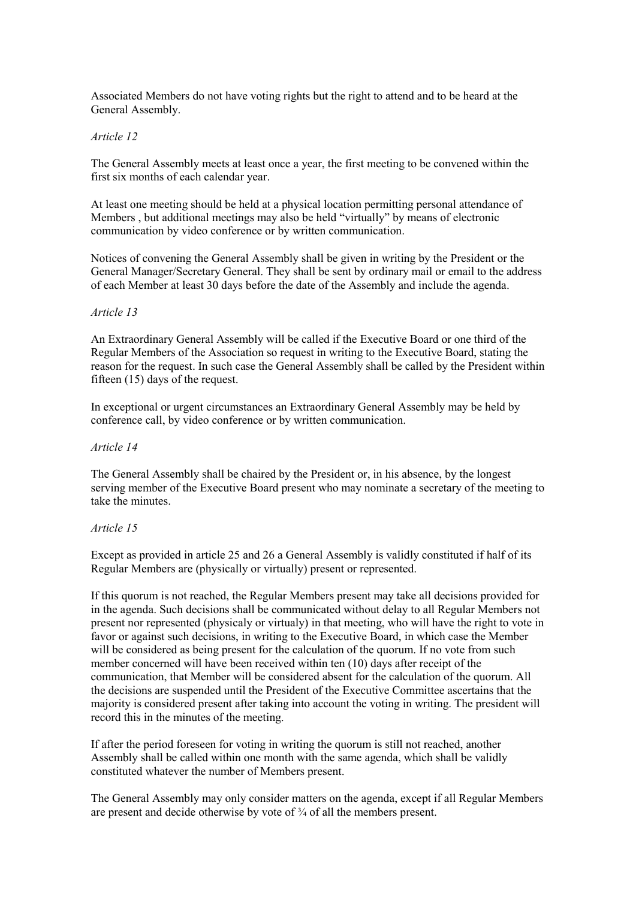Associated Members do not have voting rights but the right to attend and to be heard at the General Assembly.

*Article 12*

The General Assembly meets at least once a year, the first meeting to be convened within the first six months of each calendar year.

At least one meeting should be held at a physical location permitting personal attendance of Members , but additional meetings may also be held "virtually" by means of electronic communication by video conference or by written communication.

Notices of convening the General Assembly shall be given in writing by the President or the General Manager/Secretary General. They shall be sent by ordinary mail or email to the address of each Member at least 30 days before the date of the Assembly and include the agenda.

*Article 13*

An Extraordinary General Assembly will be called if the Executive Board or one third of the Regular Members of the Association so request in writing to the Executive Board, stating the reason for the request. In such case the General Assembly shall be called by the President within fifteen (15) days of the request.

In exceptional or urgent circumstances an Extraordinary General Assembly may be held by conference call, by video conference or by written communication.

*Article 14*

The General Assembly shall be chaired by the President or, in his absence, by the longest serving member of the Executive Board present who may nominate a secretary of the meeting to take the minutes.

*Article 15*

Except as provided in article 25 and 26 a General Assembly is validly constituted if half of its Regular Members are (physically or virtually) present or represented.

If this quorum is not reached, the Regular Members present may take all decisions provided for in the agenda. Such decisions shall be communicated without delay to all Regular Members not present nor represented (physicaly or virtualy) in that meeting, who will have the right to vote in favor or against such decisions, in writing to the Executive Board, in which case the Member will be considered as being present for the calculation of the quorum. If no vote from such member concerned will have been received within ten (10) days after receipt of the communication, that Member will be considered absent for the calculation of the quorum. All the decisions are suspended until the President of the Executive Committee ascertains that the majority is considered present after taking into account the voting in writing. The president will record this in the minutes of the meeting.

If after the period foreseen for voting in writing the quorum is still not reached, another Assembly shall be called within one month with the same agenda, which shall be validly constituted whatever the number of Members present.

The General Assembly may only consider matters on the agenda, except if all Regular Members are present and decide otherwise by vote of ¾ of all the members present.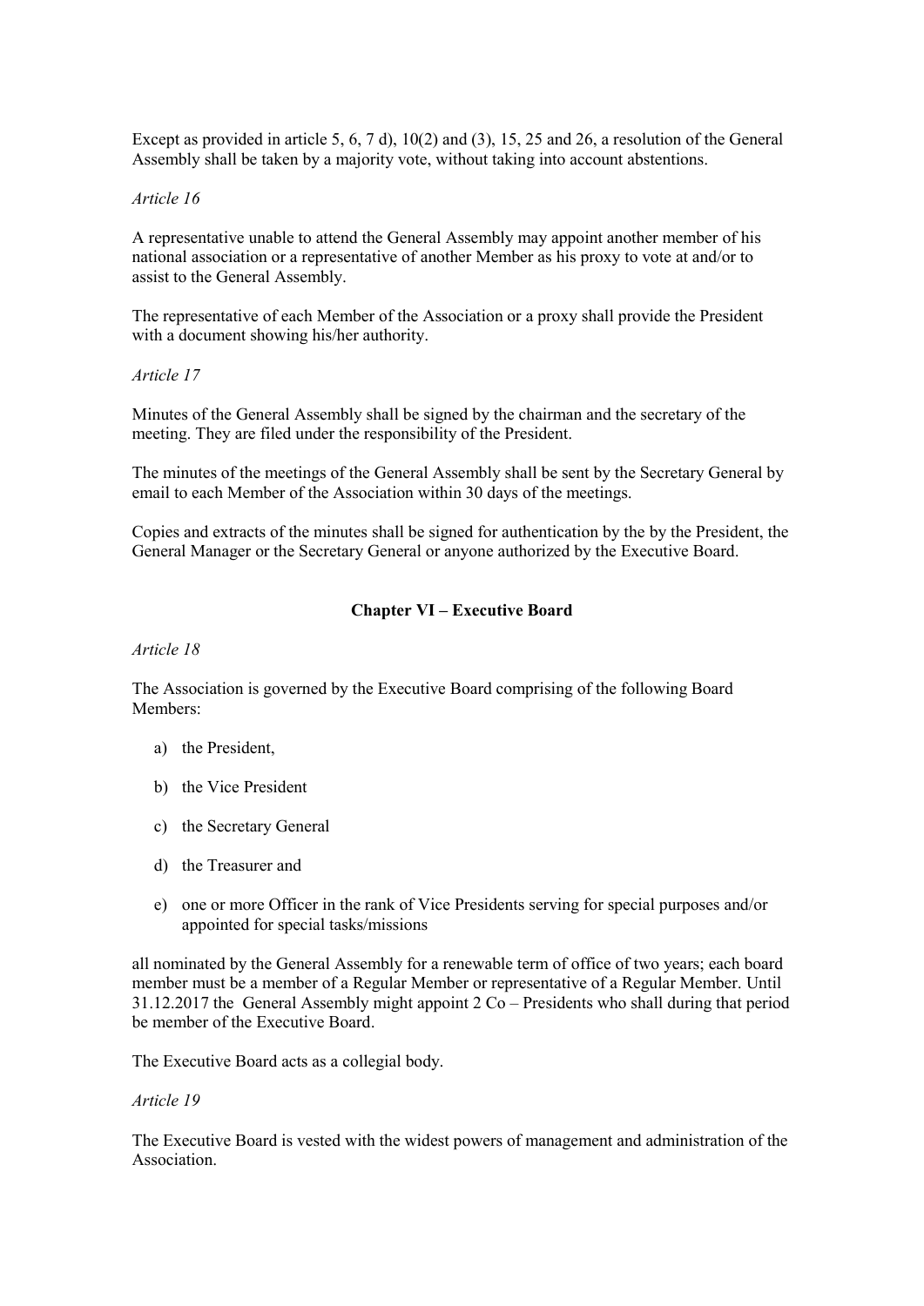Except as provided in article 5, 6, 7 d), 10(2) and (3), 15, 25 and 26, a resolution of the General Assembly shall be taken by a majority vote, without taking into account abstentions.

*Article 16*

A representative unable to attend the General Assembly may appoint another member of his national association or a representative of another Member as his proxy to vote at and/or to assist to the General Assembly.

The representative of each Member of the Association or a proxy shall provide the President with a document showing his/her authority.

*Article 17*

Minutes of the General Assembly shall be signed by the chairman and the secretary of the meeting. They are filed under the responsibility of the President.

The minutes of the meetings of the General Assembly shall be sent by the Secretary General by email to each Member of the Association within 30 days of the meetings.

Copies and extracts of the minutes shall be signed for authentication by the by the President, the General Manager or the Secretary General or anyone authorized by the Executive Board.

## Chapter VI – Executive Board

*Article 18*

The Association is governed by the Executive Board comprising of the following Board Members:

a) the President,

b) the Vice President

c) the Secretary General

d) the Treasurer and

e) one or more Officer in the rank of Vice Presidents serving for special purposes and/or appointed for special tasks/missions

all nominated by the General Assembly for a renewable term of office of two years; each board member must be a member of a Regular Member or representative of a Regular Member. Until 31.12.2017 the General Assembly might appoint 2 Co – Presidents who shall during that period be member of the Executive Board.

The Executive Board acts as a collegial body.

*Article 19*

The Executive Board is vested with the widest powers of management and administration of the Association.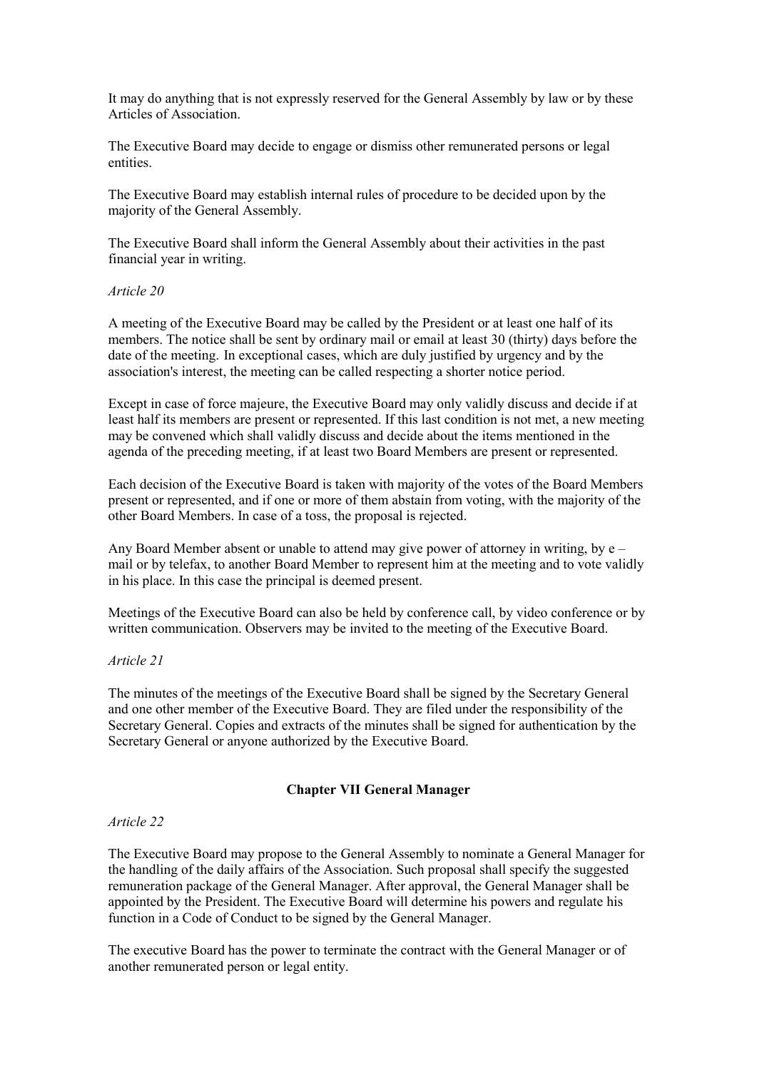It may do anything that is not expressly reserved for the General Assembly by law or by these Articles of Association.

The Executive Board may decide to engage or dismiss other remunerated persons or legal entities.

The Executive Board may establish internal rules of procedure to be decided upon by the majority of the General Assembly.

The Executive Board shall inform the General Assembly about their activities in the past financial year in writing.

*Article 20*

A meeting of the Executive Board may be called by the President or at least one half of its members. The notice shall be sent by ordinary mail or email at least 30 (thirty) days before the date of the meeting. In exceptional cases, which are duly justified by urgency and by the association's interest, the meeting can be called respecting a shorter notice period.

Except in case of force majeure, the Executive Board may only validly discuss and decide if at least half its members are present or represented. If this last condition is not met, a new meeting may be convened which shall validly discuss and decide about the items mentioned in the agenda of the preceding meeting, if at least two Board Members are present or represented.

Each decision of the Executive Board is taken with majority of the votes of the Board Members present or represented, and if one or more of them abstain from voting, with the majority of the other Board Members. In case of a toss, the proposal is rejected.

Any Board Member absent or unable to attend may give power of attorney in writing, by e – mail or by telefax, to another Board Member to represent him at the meeting and to vote validly in his place. In this case the principal is deemed present.

Meetings of the Executive Board can also be held by conference call, by video conference or by written communication. Observers may be invited to the meeting of the Executive Board.

*Article 21*

The minutes of the meetings of the Executive Board shall be signed by the Secretary General and one other member of the Executive Board. They are filed under the responsibility of the Secretary General. Copies and extracts of the minutes shall be signed for authentication by the Secretary General or anyone authorized by the Executive Board.

## Chapter VII General Manager

*Article 22*

The Executive Board may propose to the General Assembly to nominate a General Manager for the handling of the daily affairs of the Association. Such proposal shall specify the suggested remuneration package of the General Manager. After approval, the General Manager shall be appointed by the President. The Executive Board will determine his powers and regulate his function in a Code of Conduct to be signed by the General Manager.

The executive Board has the power to terminate the contract with the General Manager or of another remunerated person or legal entity.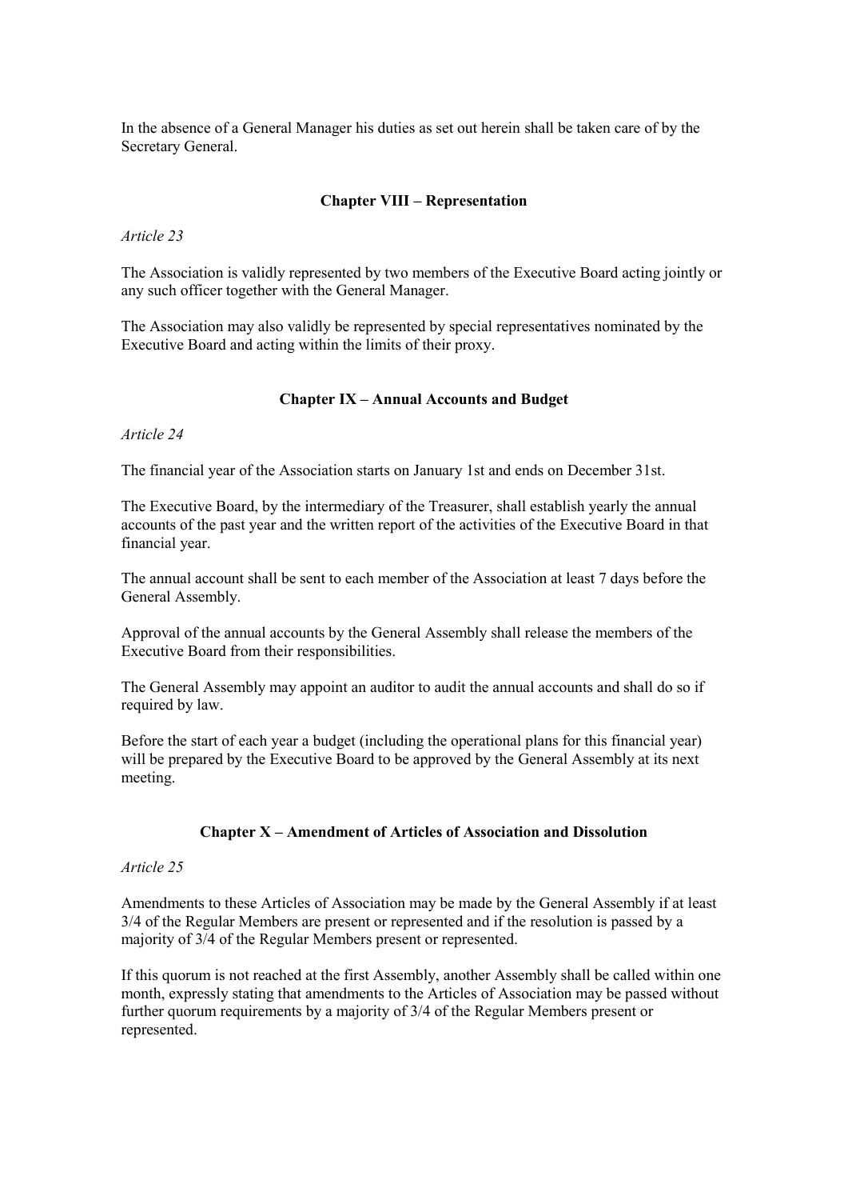In the absence of a General Manager his duties as set out herein shall be taken care of by the Secretary General.

## Chapter VIII – Representation

*Article 23*

The Association is validly represented by two members of the Executive Board acting jointly or any such officer together with the General Manager.

The Association may also validly be represented by special representatives nominated by the Executive Board and acting within the limits of their proxy.

## Chapter IX – Annual Accounts and Budget

*Article 24*

The financial year of the Association starts on January 1st and ends on December 31st.

The Executive Board, by the intermediary of the Treasurer, shall establish yearly the annual accounts of the past year and the written report of the activities of the Executive Board in that financial year.

The annual account shall be sent to each member of the Association at least 7 days before the General Assembly.

Approval of the annual accounts by the General Assembly shall release the members of the Executive Board from their responsibilities.

The General Assembly may appoint an auditor to audit the annual accounts and shall do so if required by law.

Before the start of each year a budget (including the operational plans for this financial year) will be prepared by the Executive Board to be approved by the General Assembly at its next meeting.

## Chapter X – Amendment of Articles of Association and Dissolution

*Article 25*

Amendments to these Articles of Association may be made by the General Assembly if at least 3/4 of the Regular Members are present or represented and if the resolution is passed by a majority of 3/4 of the Regular Members present or represented.

If this quorum is not reached at the first Assembly, another Assembly shall be called within one month, expressly stating that amendments to the Articles of Association may be passed without further quorum requirements by a majority of 3/4 of the Regular Members present or represented.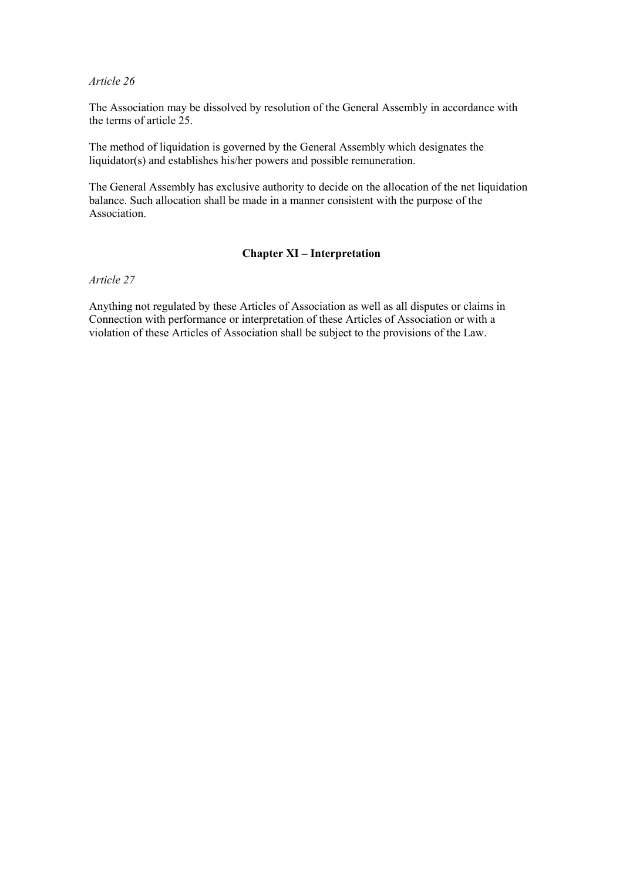*Article 26*

The Association may be dissolved by resolution of the General Assembly in accordance with the terms of article 25.

The method of liquidation is governed by the General Assembly which designates the liquidator(s) and establishes his/her powers and possible remuneration.

The General Assembly has exclusive authority to decide on the allocation of the net liquidation balance. Such allocation shall be made in a manner consistent with the purpose of the Association.

## Chapter XI – Interpretation

*Article 27*

Anything not regulated by these Articles of Association as well as all disputes or claims in Connection with performance or interpretation of these Articles of Association or with a violation of these Articles of Association shall be subject to the provisions of the Law.